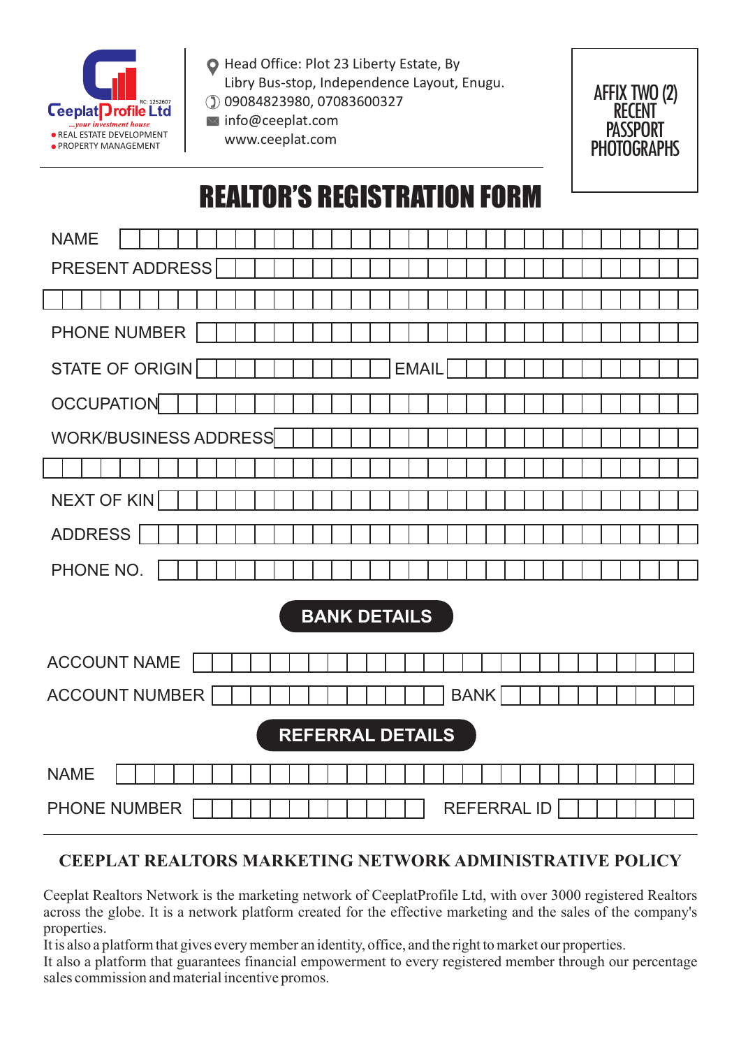Ceeplat Profile Ltd RC: 1252607
...your investment house
- REAL ESTATE DEVELOPMENT
- PROPERTY MANAGEMENT

Head Office: Plot 23 Liberty Estate, By Libry Bus-stop, Independence Layout, Enugu.
09084823980, 07083600327
info@ceeplat.com
www.ceeplat.com

AFFIX TWO (2) RECENT PASSPORT PHOTOGRAPHS

# REALTOR'S REGISTRATION FORM

NAME

PRESENT ADDRESS

PHONE NUMBER

STATE OF ORIGIN

EMAIL

OCCUPATION

WORK/BUSINESS ADDRESS

NEXT OF KIN

ADDRESS

PHONE NO.

## BANK DETAILS

ACCOUNT NAME

ACCOUNT NUMBER

BANK

## REFERRAL DETAILS

NAME

PHONE NUMBER

REFERRAL ID

---

## CEEPLAT REALTORS MARKETING NETWORK ADMINISTRATIVE POLICY

Ceeplat Realtors Network is the marketing network of CeeplatProfile Ltd, with over 3000 registered Realtors across the globe. It is a network platform created for the effective marketing and the sales of the company's properties.
It is also a platform that gives every member an identity, office, and the right to market our properties.
It also a platform that guarantees financial empowerment to every registered member through our percentage sales commission and material incentive promos.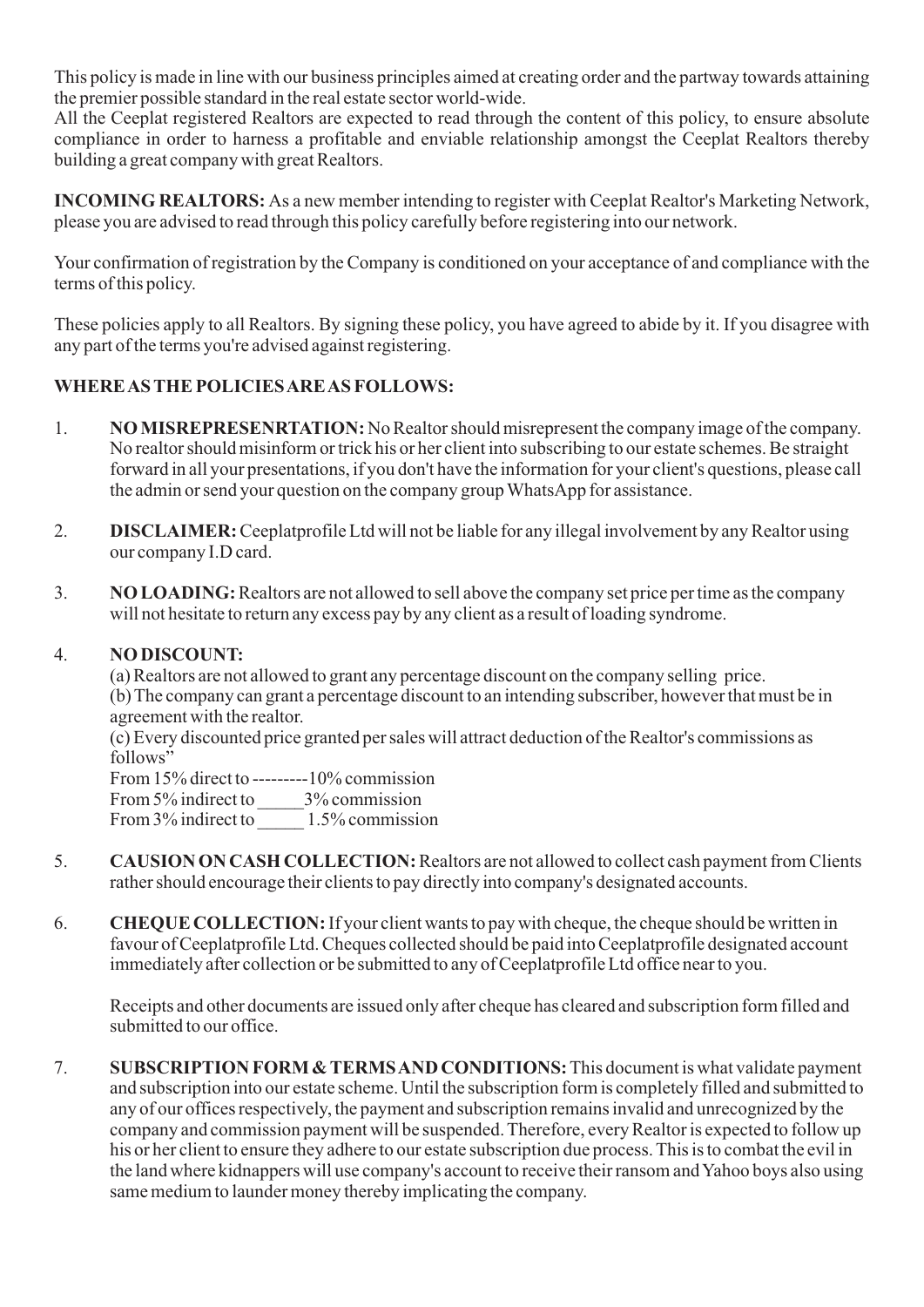This policy is made in line with our business principles aimed at creating order and the partway towards attaining the premier possible standard in the real estate sector world-wide.
All the Ceeplat registered Realtors are expected to read through the content of this policy, to ensure absolute compliance in order to harness a profitable and enviable relationship amongst the Ceeplat Realtors thereby building a great company with great Realtors.

**INCOMING REALTORS:** As a new member intending to register with Ceeplat Realtor's Marketing Network, please you are advised to read through this policy carefully before registering into our network.

Your confirmation of registration by the Company is conditioned on your acceptance of and compliance with the terms of this policy.

These policies apply to all Realtors. By signing these policy, you have agreed to abide by it. If you disagree with any part of the terms you're advised against registering.

**WHERE AS THE POLICIES ARE AS FOLLOWS:**

1. **NO MISREPRESENRTATION:** No Realtor should misrepresent the company image of the company. No realtor should misinform or trick his or her client into subscribing to our estate schemes. Be straight forward in all your presentations, if you don't have the information for your client's questions, please call the admin or send your question on the company group WhatsApp for assistance.

2. **DISCLAIMER:** Ceeplatprofile Ltd will not be liable for any illegal involvement by any Realtor using our company I.D card.

3. **NO LOADING:** Realtors are not allowed to sell above the company set price per time as the company will not hesitate to return any excess pay by any client as a result of loading syndrome.

4. **NO DISCOUNT:**
   (a) Realtors are not allowed to grant any percentage discount on the company selling price.
   (b) The company can grant a percentage discount to an intending subscriber, however that must be in agreement with the realtor.
   (c) Every discounted price granted per sales will attract deduction of the Realtor's commissions as follows"
   From 15% direct to ---------10% commission
   From 5% indirect to _____3% commission
   From 3% indirect to _____ 1.5% commission

5. **CAUSION ON CASH COLLECTION:** Realtors are not allowed to collect cash payment from Clients rather should encourage their clients to pay directly into company's designated accounts.

6. **CHEQUE COLLECTION:** If your client wants to pay with cheque, the cheque should be written in favour of Ceeplatprofile Ltd. Cheques collected should be paid into Ceeplatprofile designated account immediately after collection or be submitted to any of Ceeplatprofile Ltd office near to you.

   Receipts and other documents are issued only after cheque has cleared and subscription form filled and submitted to our office.

7. **SUBSCRIPTION FORM & TERMS AND CONDITIONS:** This document is what validate payment and subscription into our estate scheme. Until the subscription form is completely filled and submitted to any of our offices respectively, the payment and subscription remains invalid and unrecognized by the company and commission payment will be suspended. Therefore, every Realtor is expected to follow up his or her client to ensure they adhere to our estate subscription due process. This is to combat the evil in the land where kidnappers will use company's account to receive their ransom and Yahoo boys also using same medium to launder money thereby implicating the company.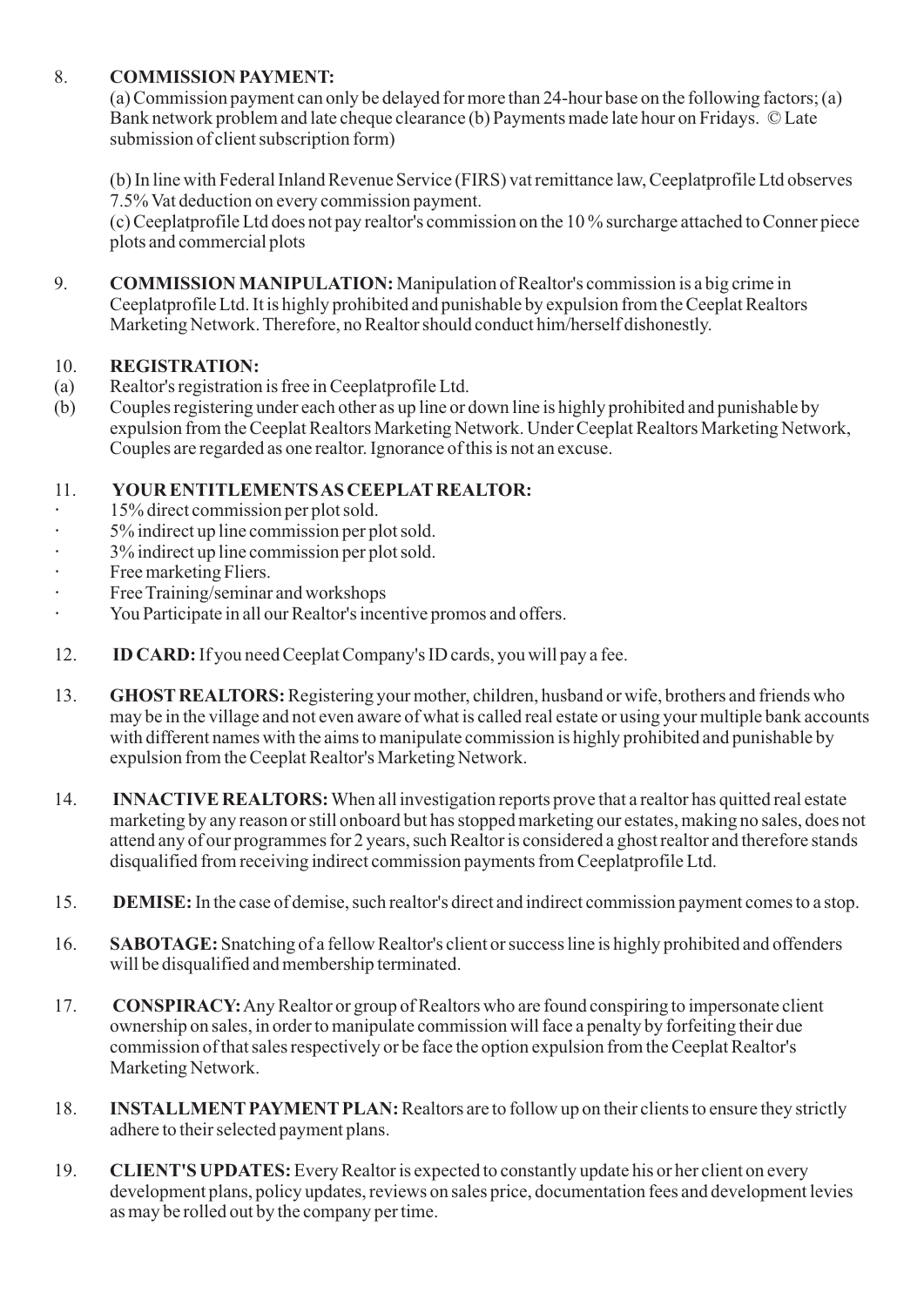8. **COMMISSION PAYMENT:**

(a) Commission payment can only be delayed for more than 24-hour base on the following factors; (a) Bank network problem and late cheque clearance (b) Payments made late hour on Fridays. © Late submission of client subscription form)

(b) In line with Federal Inland Revenue Service (FIRS) vat remittance law, Ceeplatprofile Ltd observes 7.5% Vat deduction on every commission payment.

(c) Ceeplatprofile Ltd does not pay realtor's commission on the 10 % surcharge attached to Conner piece plots and commercial plots

9. **COMMISSION MANIPULATION:** Manipulation of Realtor's commission is a big crime in Ceeplatprofile Ltd. It is highly prohibited and punishable by expulsion from the Ceeplat Realtors Marketing Network. Therefore, no Realtor should conduct him/herself dishonestly.

10. **REGISTRATION:**

(a) Realtor's registration is free in Ceeplatprofile Ltd.

(b) Couples registering under each other as up line or down line is highly prohibited and punishable by expulsion from the Ceeplat Realtors Marketing Network. Under Ceeplat Realtors Marketing Network, Couples are regarded as one realtor. Ignorance of this is not an excuse.

11. **YOUR ENTITLEMENTS AS CEEPLAT REALTOR:**

- 15% direct commission per plot sold.
- 5% indirect up line commission per plot sold.
- 3% indirect up line commission per plot sold.
- Free marketing Fliers.
- Free Training/seminar and workshops
- You Participate in all our Realtor's incentive promos and offers.

12. **ID CARD:** If you need Ceeplat Company's ID cards, you will pay a fee.

13. **GHOST REALTORS:** Registering your mother, children, husband or wife, brothers and friends who may be in the village and not even aware of what is called real estate or using your multiple bank accounts with different names with the aims to manipulate commission is highly prohibited and punishable by expulsion from the Ceeplat Realtor's Marketing Network.

14. **INNACTIVE REALTORS:** When all investigation reports prove that a realtor has quitted real estate marketing by any reason or still onboard but has stopped marketing our estates, making no sales, does not attend any of our programmes for 2 years, such Realtor is considered a ghost realtor and therefore stands disqualified from receiving indirect commission payments from Ceeplatprofile Ltd.

15. **DEMISE:** In the case of demise, such realtor's direct and indirect commission payment comes to a stop.

16. **SABOTAGE:** Snatching of a fellow Realtor's client or success line is highly prohibited and offenders will be disqualified and membership terminated.

17. **CONSPIRACY:** Any Realtor or group of Realtors who are found conspiring to impersonate client ownership on sales, in order to manipulate commission will face a penalty by forfeiting their due commission of that sales respectively or be face the option expulsion from the Ceeplat Realtor's Marketing Network.

18. **INSTALLMENT PAYMENT PLAN:** Realtors are to follow up on their clients to ensure they strictly adhere to their selected payment plans.

19. **CLIENT'S UPDATES:** Every Realtor is expected to constantly update his or her client on every development plans, policy updates, reviews on sales price, documentation fees and development levies as may be rolled out by the company per time.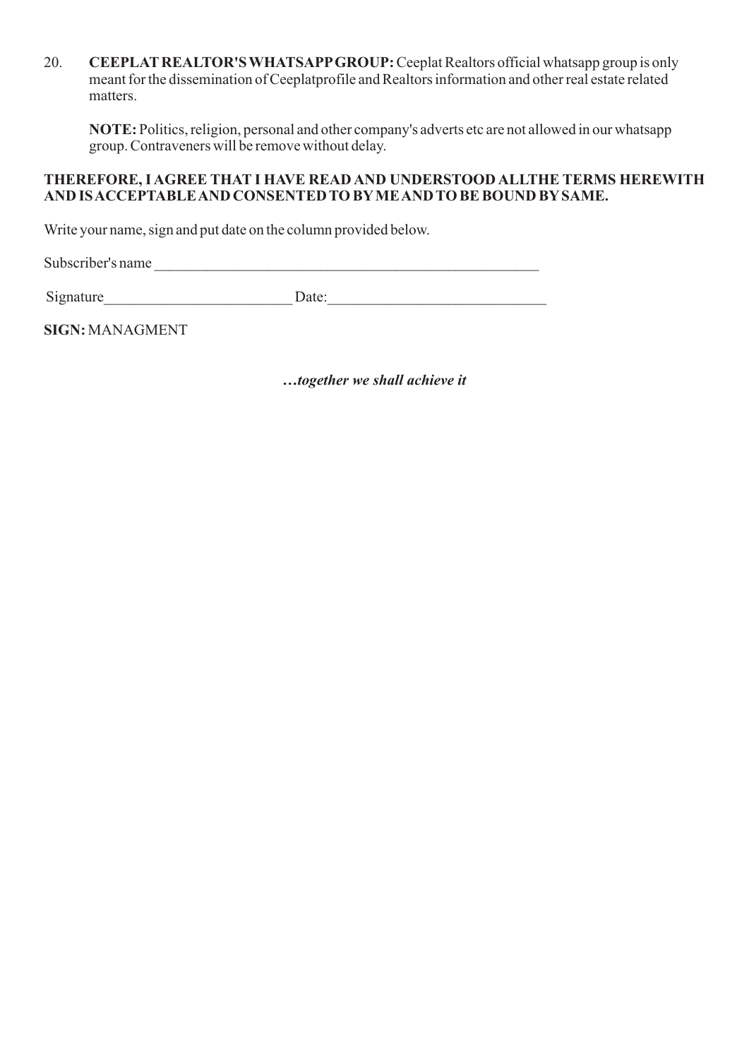20. **CEEPLAT REALTOR'S WHATSAPP GROUP:** Ceeplat Realtors official whatsapp group is only meant for the dissemination of Ceeplatprofile and Realtors information and other real estate related matters.

    **NOTE:** Politics, religion, personal and other company's adverts etc are not allowed in our whatsapp group. Contraveners will be remove without delay.

**THEREFORE, I AGREE THAT I HAVE READ AND UNDERSTOOD ALLTHE TERMS HEREWITH AND IS ACCEPTABLE AND CONSENTED TO BY ME AND TO BE BOUND BY SAME.**

Write your name, sign and put date on the column provided below.

Subscriber's name ____________________________________________________

Signature________________________ Date:____________________________

**SIGN:** MANAGMENT

***…together we shall achieve it***